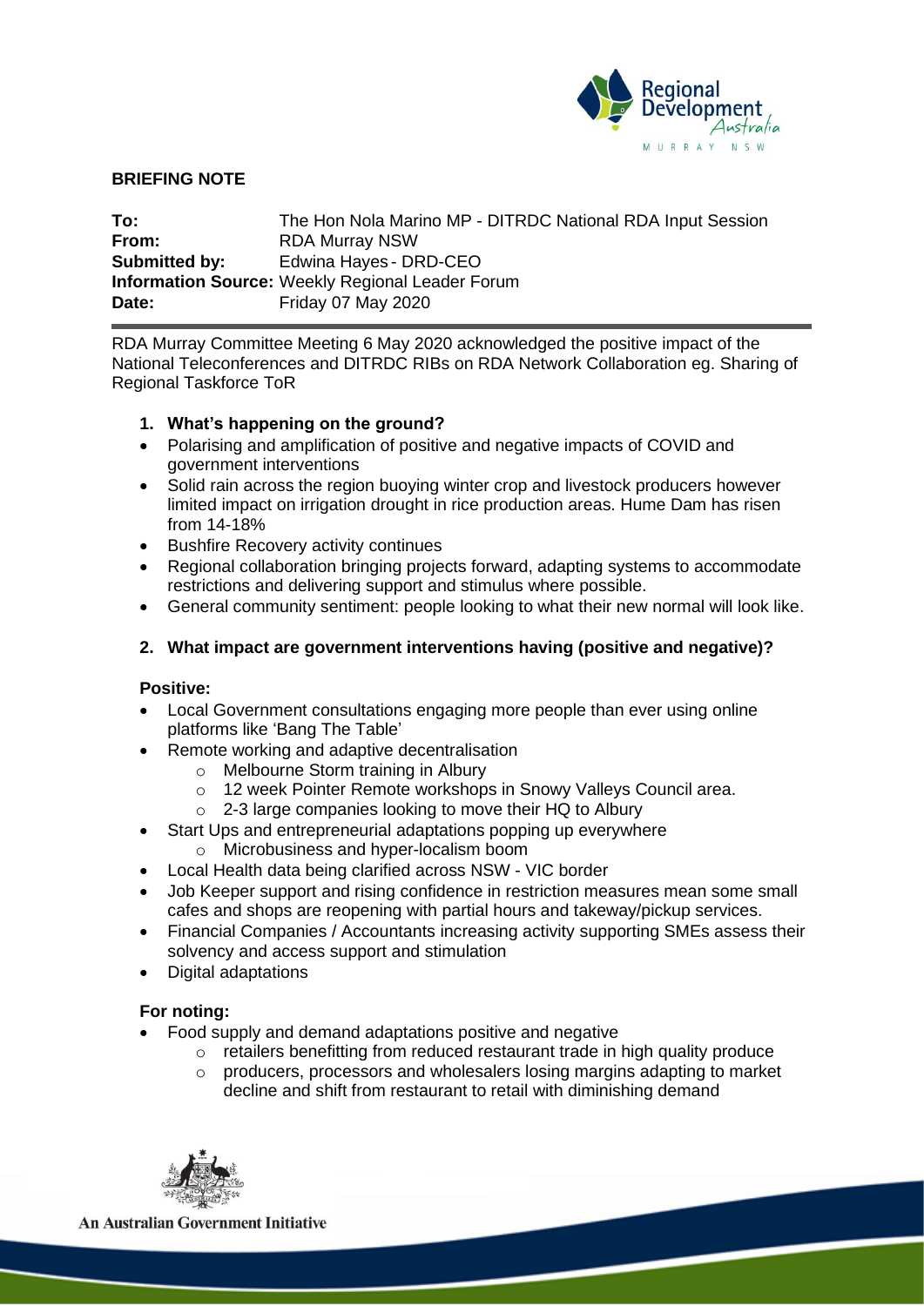**BRIEFING NOTE**

**To:** The Hon Nola Marino MP - DITRDC National RDA Input Session
**From:** RDA Murray NSW
**Submitted by:** Edwina Hayes - DRD-CEO
**Information Source:** Weekly Regional Leader Forum
**Date:** Friday 07 May 2020

---

RDA Murray Committee Meeting 6 May 2020 acknowledged the positive impact of the National Teleconferences and DITRDC RIBs on RDA Network Collaboration eg. Sharing of Regional Taskforce ToR

1. **What's happening on the ground?**
   - Polarising and amplification of positive and negative impacts of COVID and government interventions
   - Solid rain across the region buoying winter crop and livestock producers however limited impact on irrigation drought in rice production areas. Hume Dam has risen from 14-18%
   - Bushfire Recovery activity continues
   - Regional collaboration bringing projects forward, adapting systems to accommodate restrictions and delivering support and stimulus where possible.
   - General community sentiment: people looking to what their new normal will look like.

2. **What impact are government interventions having (positive and negative)?**

**Positive:**

- Local Government consultations engaging more people than ever using online platforms like 'Bang The Table'
- Remote working and adaptive decentralisation
  - Melbourne Storm training in Albury
  - 12 week Pointer Remote workshops in Snowy Valleys Council area.
  - 2-3 large companies looking to move their HQ to Albury
- Start Ups and entrepreneurial adaptations popping up everywhere
  - Microbusiness and hyper-localism boom
- Local Health data being clarified across NSW - VIC border
- Job Keeper support and rising confidence in restriction measures mean some small cafes and shops are reopening with partial hours and takeway/pickup services.
- Financial Companies / Accountants increasing activity supporting SMEs assess their solvency and access support and stimulation
- Digital adaptations

**For noting:**

- Food supply and demand adaptations positive and negative
  - retailers benefitting from reduced restaurant trade in high quality produce
  - producers, processors and wholesalers losing margins adapting to market decline and shift from restaurant to retail with diminishing demand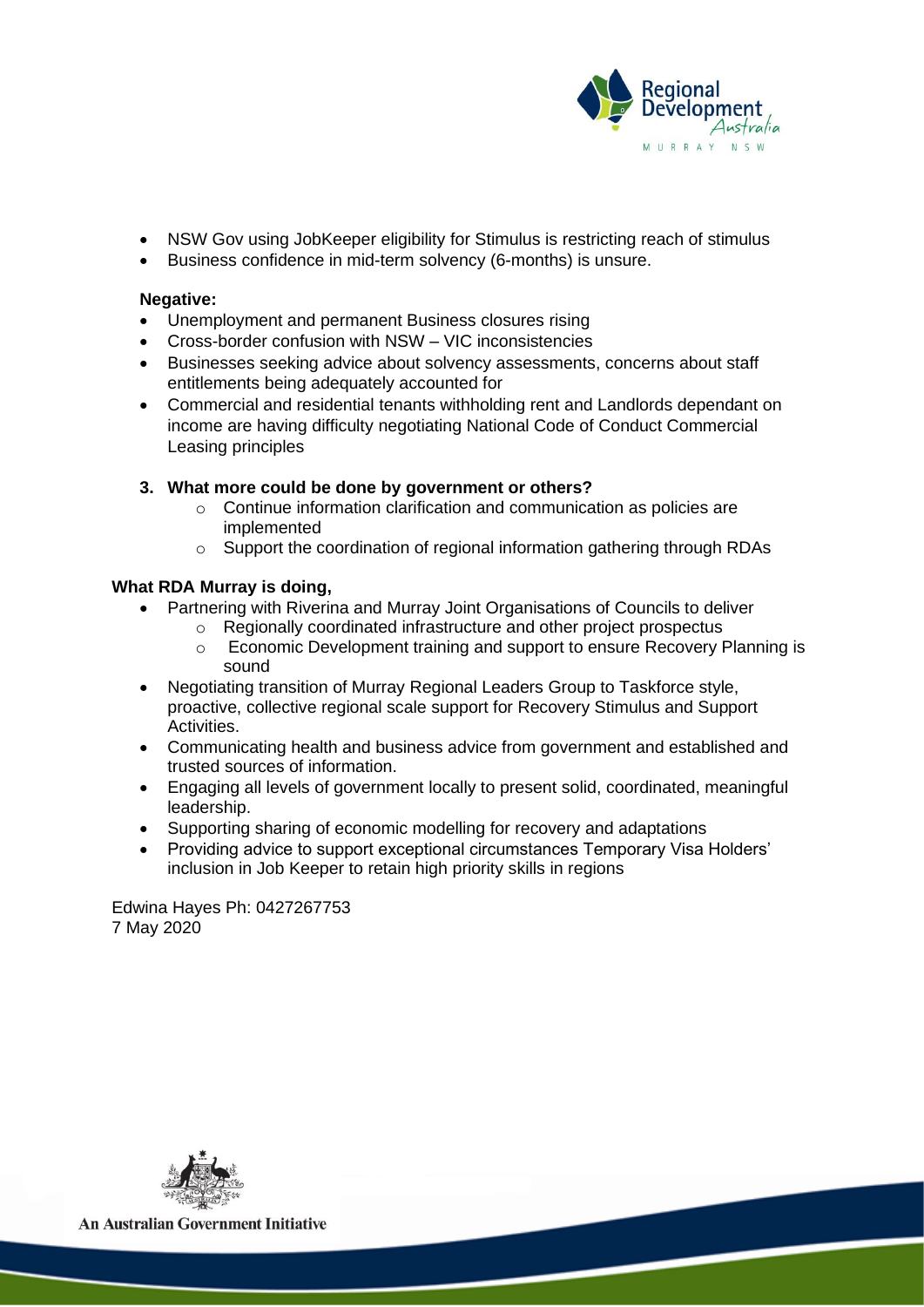- NSW Gov using JobKeeper eligibility for Stimulus is restricting reach of stimulus
- Business confidence in mid-term solvency (6-months) is unsure.

**Negative:**

- Unemployment and permanent Business closures rising
- Cross-border confusion with NSW – VIC inconsistencies
- Businesses seeking advice about solvency assessments, concerns about staff entitlements being adequately accounted for
- Commercial and residential tenants withholding rent and Landlords dependant on income are having difficulty negotiating National Code of Conduct Commercial Leasing principles

**3. What more could be done by government or others?**

- Continue information clarification and communication as policies are implemented
- Support the coordination of regional information gathering through RDAs

**What RDA Murray is doing,**

- Partnering with Riverina and Murray Joint Organisations of Councils to deliver
  - Regionally coordinated infrastructure and other project prospectus
  - Economic Development training and support to ensure Recovery Planning is sound
- Negotiating transition of Murray Regional Leaders Group to Taskforce style, proactive, collective regional scale support for Recovery Stimulus and Support Activities.
- Communicating health and business advice from government and established and trusted sources of information.
- Engaging all levels of government locally to present solid, coordinated, meaningful leadership.
- Supporting sharing of economic modelling for recovery and adaptations
- Providing advice to support exceptional circumstances Temporary Visa Holders' inclusion in Job Keeper to retain high priority skills in regions

Edwina Hayes Ph: 0427267753
7 May 2020